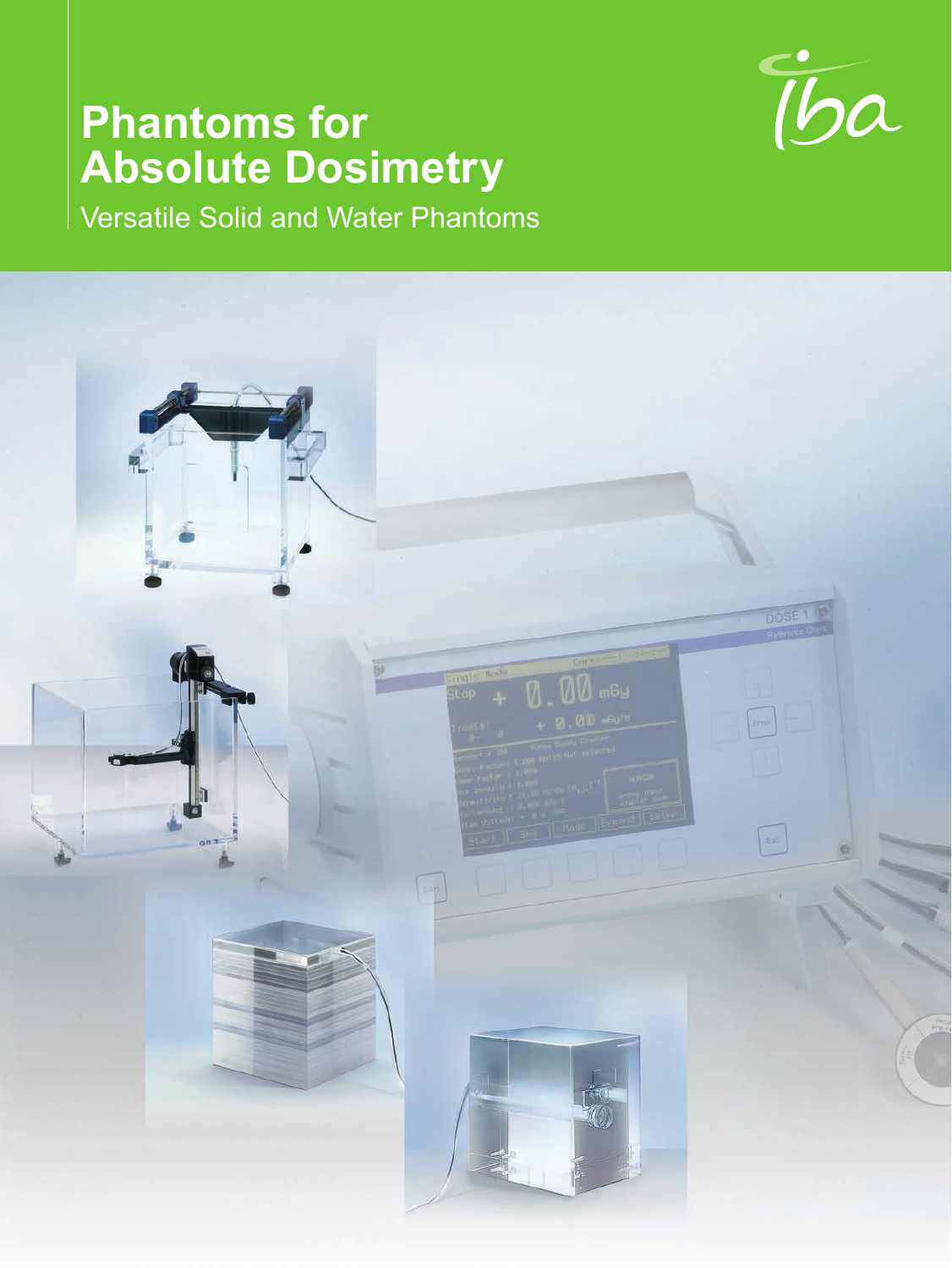# Phantoms for Absolute Dosimetry

Versatile Solid and Water Phantoms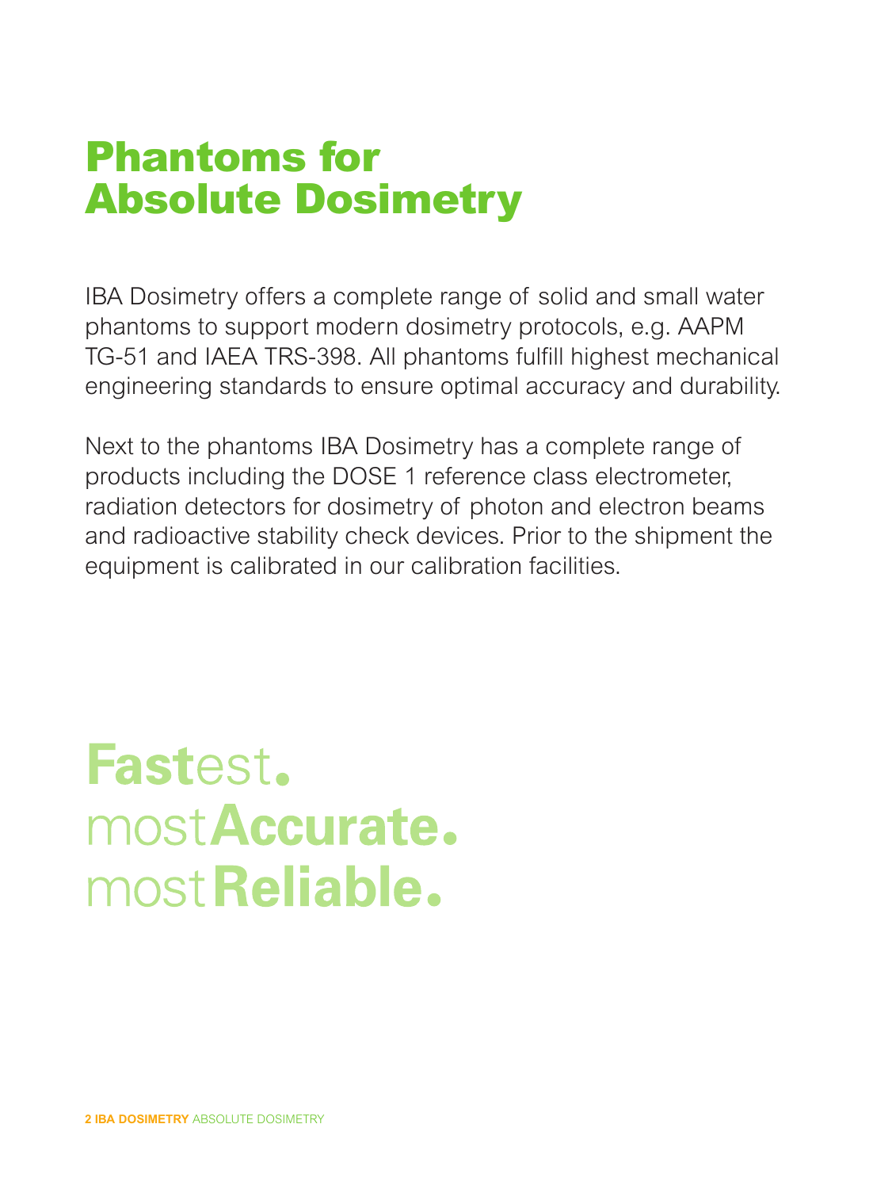# Phantoms for Absolute Dosimetry

IBA Dosimetry offers a complete range of solid and small water phantoms to support modern dosimetry protocols, e.g. AAPM TG-51 and IAEA TRS-398. All phantoms fulfill highest mechanical engineering standards to ensure optimal accuracy and durability.

Next to the phantoms IBA Dosimetry has a complete range of products including the DOSE 1 reference class electrometer, radiation detectors for dosimetry of photon and electron beams and radioactive stability check devices. Prior to the shipment the equipment is calibrated in our calibration facilities.

**Fast**est.
most**Accurate.**
most**Reliable.**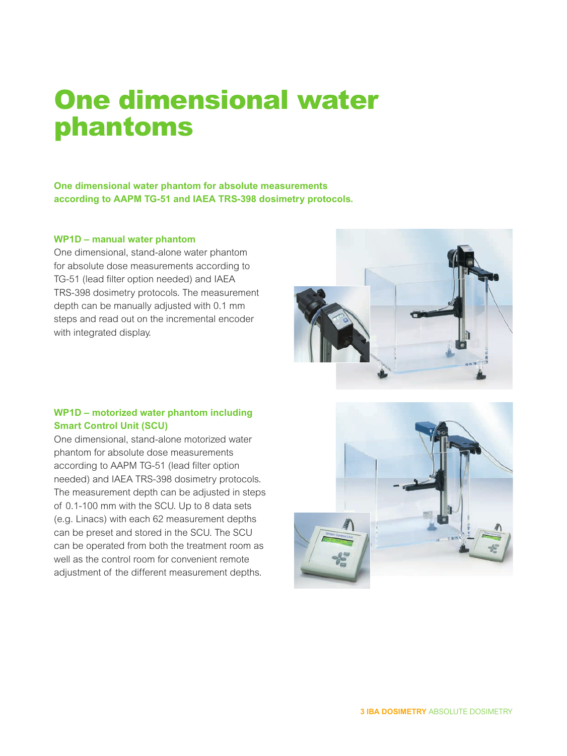# One dimensional water phantoms

**One dimensional water phantom for absolute measurements according to AAPM TG-51 and IAEA TRS-398 dosimetry protocols.**

### WP1D – manual water phantom

One dimensional, stand-alone water phantom for absolute dose measurements according to TG-51 (lead filter option needed) and IAEA TRS-398 dosimetry protocols. The measurement depth can be manually adjusted with 0.1 mm steps and read out on the incremental encoder with integrated display.

### WP1D – motorized water phantom including Smart Control Unit (SCU)

One dimensional, stand-alone motorized water phantom for absolute dose measurements according to AAPM TG-51 (lead filter option needed) and IAEA TRS-398 dosimetry protocols. The measurement depth can be adjusted in steps of 0.1-100 mm with the SCU. Up to 8 data sets (e.g. Linacs) with each 62 measurement depths can be preset and stored in the SCU. The SCU can be operated from both the treatment room as well as the control room for convenient remote adjustment of the different measurement depths.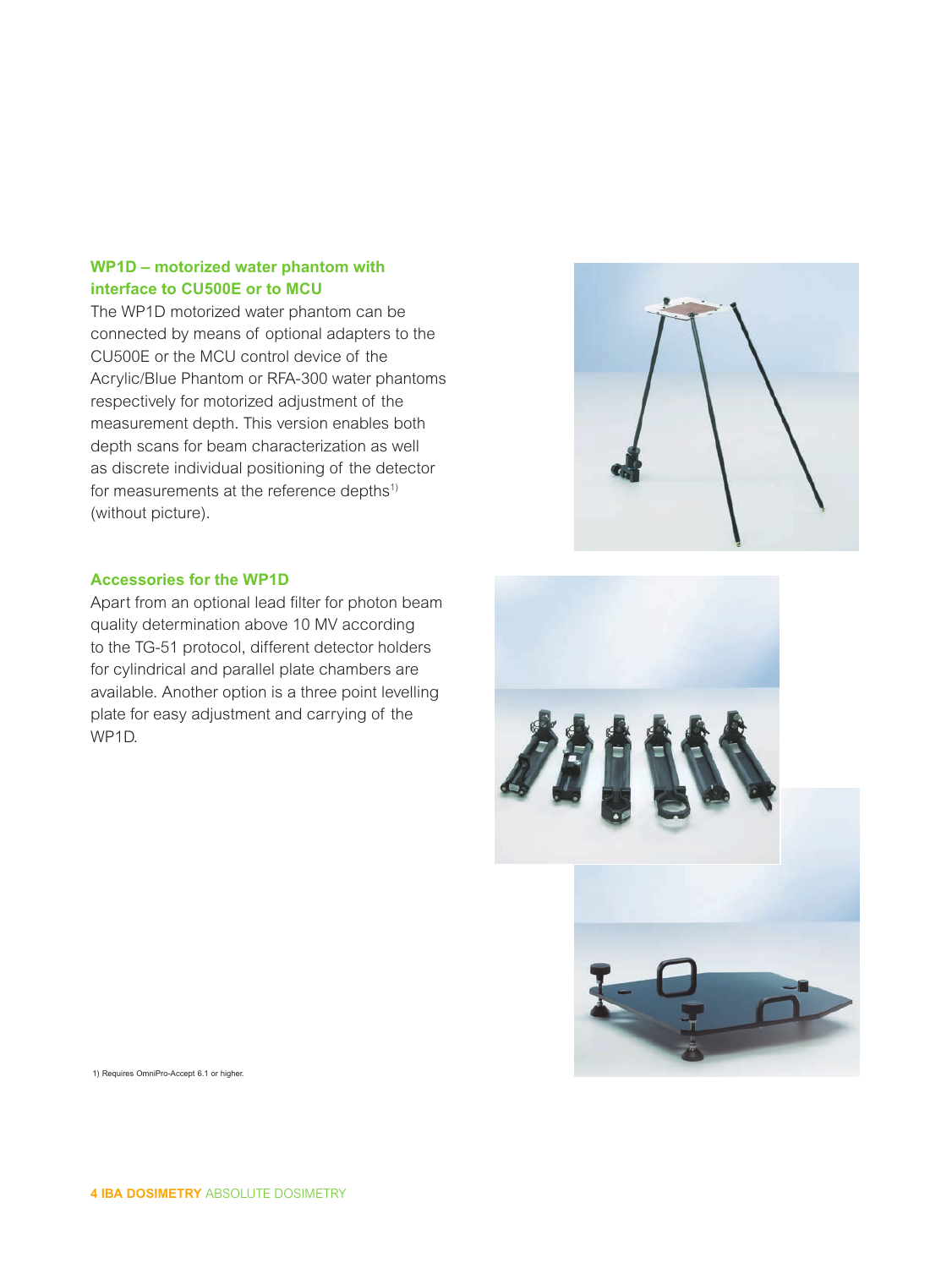## WP1D – motorized water phantom with interface to CU500E or to MCU

The WP1D motorized water phantom can be connected by means of optional adapters to the CU500E or the MCU control device of the Acrylic/Blue Phantom or RFA-300 water phantoms respectively for motorized adjustment of the measurement depth. This version enables both depth scans for beam characterization as well as discrete individual positioning of the detector for measurements at the reference depths[1] (without picture).

## Accessories for the WP1D

Apart from an optional lead filter for photon beam quality determination above 10 MV according to the TG-51 protocol, different detector holders for cylindrical and parallel plate chambers are available. Another option is a three point levelling plate for easy adjustment and carrying of the WP1D.

1) Requires OmniPro-Accept 6.1 or higher.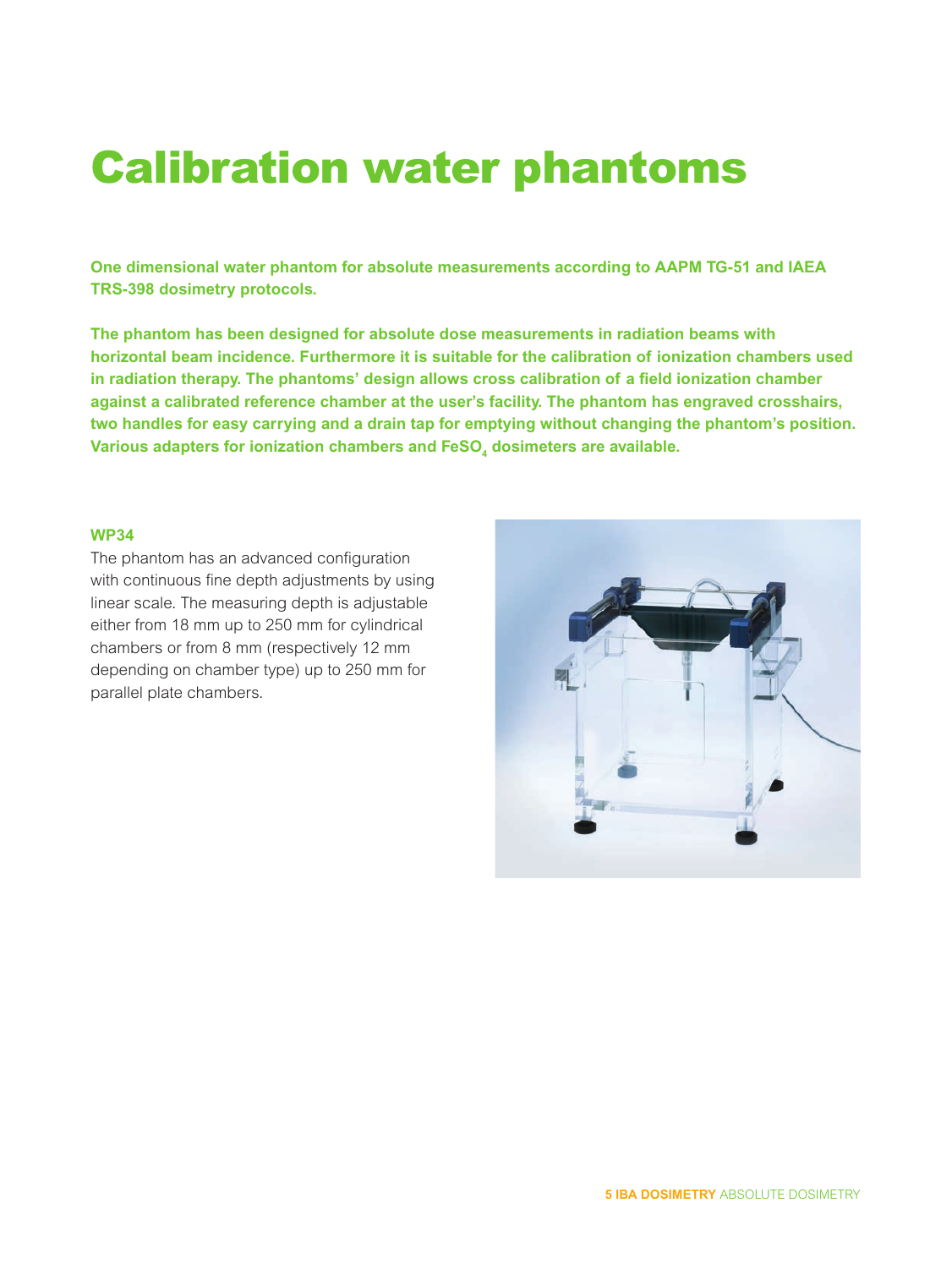# Calibration water phantoms

**One dimensional water phantom for absolute measurements according to AAPM TG-51 and IAEA TRS-398 dosimetry protocols.**

**The phantom has been designed for absolute dose measurements in radiation beams with horizontal beam incidence. Furthermore it is suitable for the calibration of ionization chambers used in radiation therapy. The phantoms' design allows cross calibration of a field ionization chamber against a calibrated reference chamber at the user's facility. The phantom has engraved crosshairs, two handles for easy carrying and a drain tap for emptying without changing the phantom's position. Various adapters for ionization chambers and $FeSO_4$ dosimeters are available.**

### WP34

The phantom has an advanced configuration with continuous fine depth adjustments by using linear scale. The measuring depth is adjustable either from 18 mm up to 250 mm for cylindrical chambers or from 8 mm (respectively 12 mm depending on chamber type) up to 250 mm for parallel plate chambers.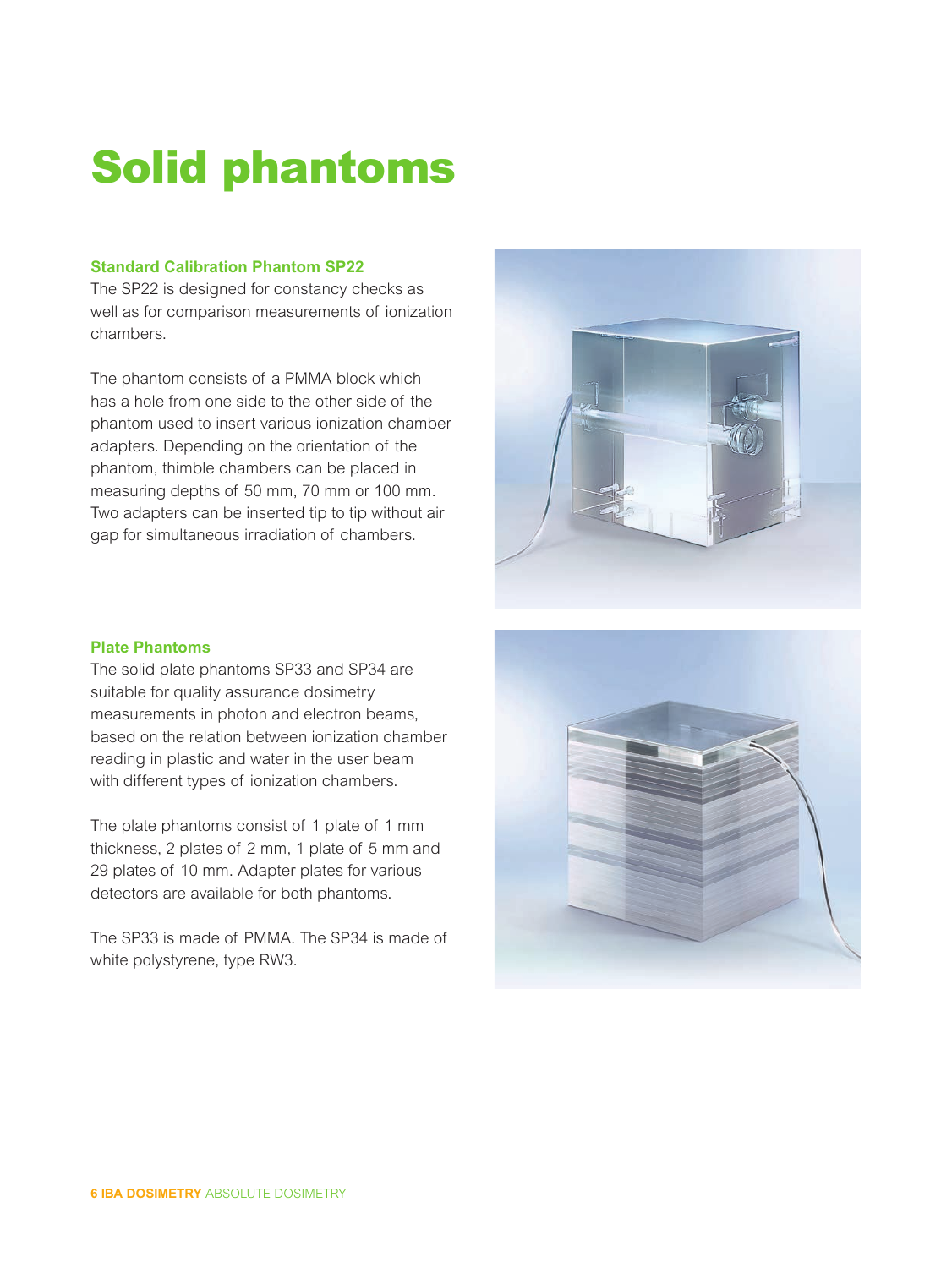# Solid phantoms

### Standard Calibration Phantom SP22

The SP22 is designed for constancy checks as well as for comparison measurements of ionization chambers.

The phantom consists of a PMMA block which has a hole from one side to the other side of the phantom used to insert various ionization chamber adapters. Depending on the orientation of the phantom, thimble chambers can be placed in measuring depths of 50 mm, 70 mm or 100 mm. Two adapters can be inserted tip to tip without air gap for simultaneous irradiation of chambers.

### Plate Phantoms

The solid plate phantoms SP33 and SP34 are suitable for quality assurance dosimetry measurements in photon and electron beams, based on the relation between ionization chamber reading in plastic and water in the user beam with different types of ionization chambers.

The plate phantoms consist of 1 plate of 1 mm thickness, 2 plates of 2 mm, 1 plate of 5 mm and 29 plates of 10 mm. Adapter plates for various detectors are available for both phantoms.

The SP33 is made of PMMA. The SP34 is made of white polystyrene, type RW3.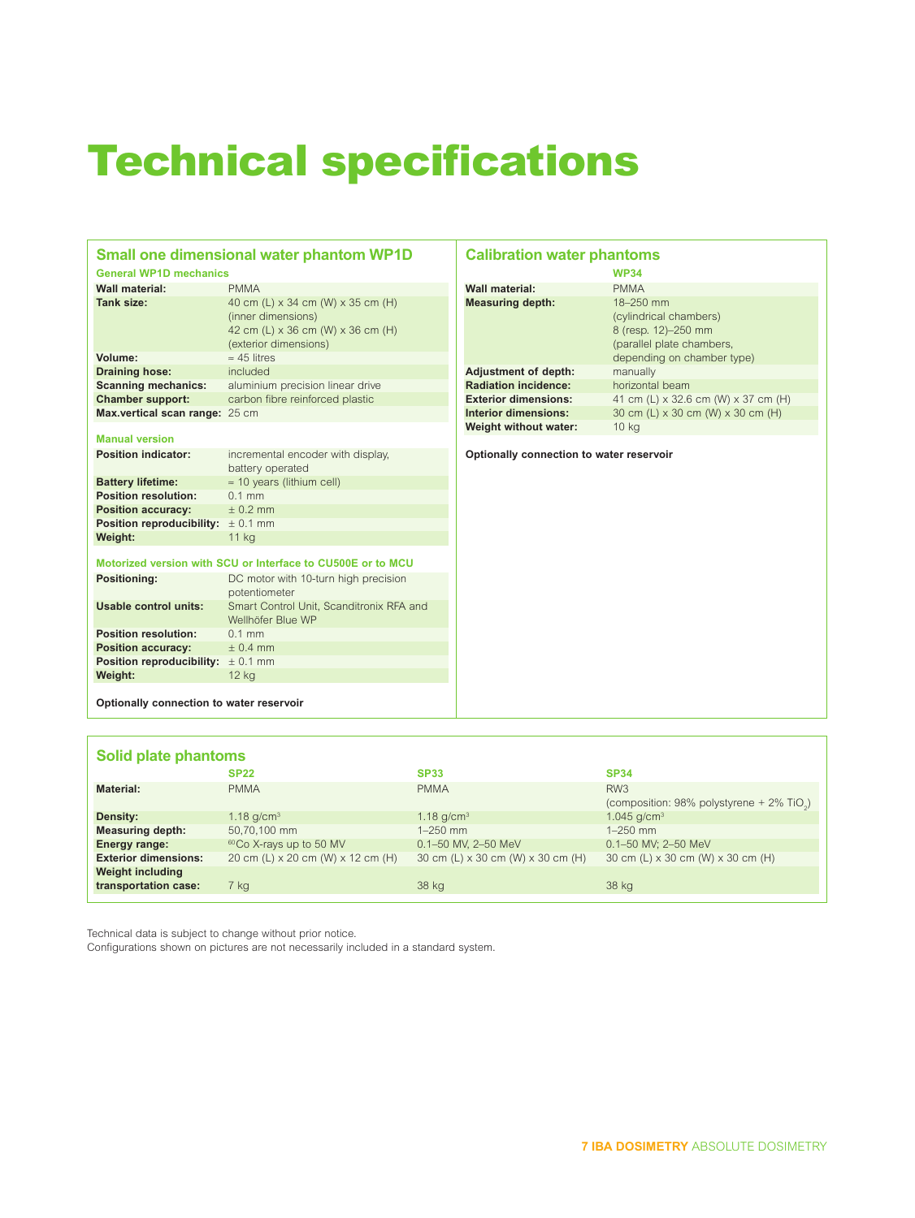# Technical specifications

## Small one dimensional water phantom WP1D

### General WP1D mechanics

| | |
|---|---|
| **Wall material:** | PMMA |
| **Tank size:** | 40 cm (L) x 34 cm (W) x 35 cm (H) (inner dimensions) 42 cm (L) x 36 cm (W) x 36 cm (H) (exterior dimensions) |
| **Volume:** | ≈ 45 litres |
| **Draining hose:** | included |
| **Scanning mechanics:** | aluminium precision linear drive |
| **Chamber support:** | carbon fibre reinforced plastic |
| **Max.vertical scan range:** | 25 cm |

### Manual version

| | |
|---|---|
| **Position indicator:** | incremental encoder with display, battery operated |
| **Battery lifetime:** | ≈ 10 years (lithium cell) |
| **Position resolution:** | 0.1 mm |
| **Position accuracy:** | ± 0.2 mm |
| **Position reproducibility:** | ± 0.1 mm |
| **Weight:** | 11 kg |

### Motorized version with SCU or Interface to CU500E or to MCU

| | |
|---|---|
| **Positioning:** | DC motor with 10-turn high precision potentiometer |
| **Usable control units:** | Smart Control Unit, Scanditronix RFA and Wellhöfer Blue WP |
| **Position resolution:** | 0.1 mm |
| **Position accuracy:** | ± 0.4 mm |
| **Position reproducibility:** | ± 0.1 mm |
| **Weight:** | 12 kg |

**Optionally connection to water reservoir**

## Calibration water phantoms

| | WP34 |
|---|---|
| **Wall material:** | PMMA |
| **Measuring depth:** | 18–250 mm (cylindrical chambers) 8 (resp. 12)–250 mm (parallel plate chambers, depending on chamber type) |
| **Adjustment of depth:** | manually |
| **Radiation incidence:** | horizontal beam |
| **Exterior dimensions:** | 41 cm (L) x 32.6 cm (W) x 37 cm (H) |
| **Interior dimensions:** | 30 cm (L) x 30 cm (W) x 30 cm (H) |
| **Weight without water:** | 10 kg |

**Optionally connection to water reservoir**

## Solid plate phantoms

| | SP22 | SP33 | SP34 |
|---|---|---|---|
| **Material:** | PMMA | PMMA | RW3 (composition: 98% polystyrene + 2% $TiO_2$) |
| **Density:** | 1.18 g/cm$^3$ | 1.18 g/cm$^3$ | 1.045 g/cm$^3$ |
| **Measuring depth:** | 50,70,100 mm | 1–250 mm | 1–250 mm |
| **Energy range:** | $^{60}$Co X-rays up to 50 MV | 0.1–50 MV, 2–50 MeV | 0.1–50 MV; 2–50 MeV |
| **Exterior dimensions:** | 20 cm (L) x 20 cm (W) x 12 cm (H) | 30 cm (L) x 30 cm (W) x 30 cm (H) | 30 cm (L) x 30 cm (W) x 30 cm (H) |
| **Weight including transportation case:** | 7 kg | 38 kg | 38 kg |

Technical data is subject to change without prior notice.
Configurations shown on pictures are not necessarily included in a standard system.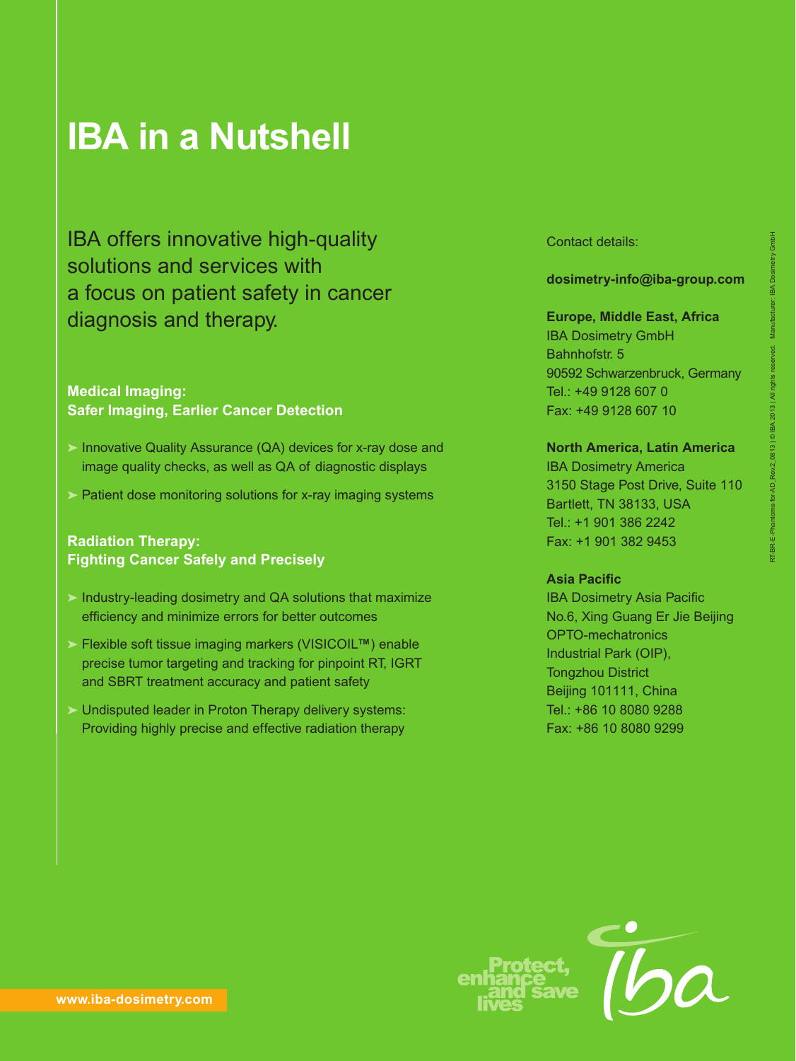# IBA in a Nutshell

IBA offers innovative high-quality solutions and services with a focus on patient safety in cancer diagnosis and therapy.

**Medical Imaging:**
**Safer Imaging, Earlier Cancer Detection**

- Innovative Quality Assurance (QA) devices for x-ray dose and image quality checks, as well as QA of diagnostic displays
- Patient dose monitoring solutions for x-ray imaging systems

**Radiation Therapy:**
**Fighting Cancer Safely and Precisely**

- Industry-leading dosimetry and QA solutions that maximize efficiency and minimize errors for better outcomes
- Flexible soft tissue imaging markers (VISICOIL™) enable precise tumor targeting and tracking for pinpoint RT, IGRT and SBRT treatment accuracy and patient safety
- Undisputed leader in Proton Therapy delivery systems: Providing highly precise and effective radiation therapy

Contact details:

**dosimetry-info@iba-group.com**

**Europe, Middle East, Africa**
IBA Dosimetry GmbH
Bahnhofstr. 5
90592 Schwarzenbruck, Germany
Tel.: +49 9128 607 0
Fax: +49 9128 607 10

**North America, Latin America**
IBA Dosimetry America
3150 Stage Post Drive, Suite 110
Bartlett, TN 38133, USA
Tel.: +1 901 386 2242
Fax: +1 901 382 9453

**Asia Pacific**
IBA Dosimetry Asia Pacific
No.6, Xing Guang Er Jie Beijing
OPTO-mechatronics
Industrial Park (OIP),
Tongzhou District
Beijing 101111, China
Tel.: +86 10 8080 9288
Fax: +86 10 8080 9299

RT-BR-E-Phantoms-for-AD_Rev.2_0813 | ©IBA 2013 | All rights reserved. Manufacturer: IBA Dosimetry GmbH

Protect, enhance and save lives

iba

www.iba-dosimetry.com